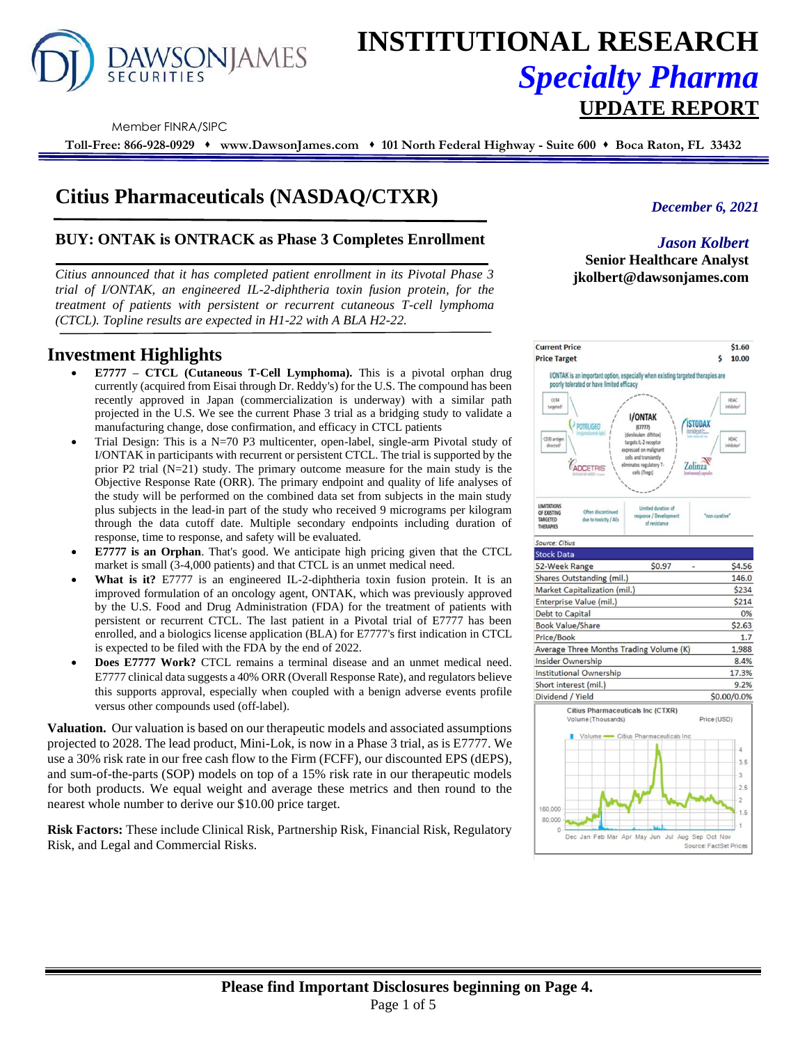# INSTITUTIONAL RESEARCH

## *Specialty Pharma*

## UPDATE REPORT

Member FINRA/SIPC

**Toll-Free: 866-928-0929 ♦ www.DawsonJames.com ♦ 101 North Federal Highway - Suite 600 ♦ Boca Raton, FL 33432**

# Citius Pharmaceuticals (NASDAQ/CTXR)

*December 6, 2021*

*Jason Kolbert*
**Senior Healthcare Analyst**
**jkolbert@dawsonjames.com**

## BUY: ONTAK is ONTRACK as Phase 3 Completes Enrollment

*Citius announced that it has completed patient enrollment in its Pivotal Phase 3 trial of I/ONTAK, an engineered IL-2-diphtheria toxin fusion protein, for the treatment of patients with persistent or recurrent cutaneous T-cell lymphoma (CTCL). Topline results are expected in H1-22 with A BLA H2-22.*

## Investment Highlights

- **E7777 – CTCL (Cutaneous T-Cell Lymphoma).** This is a pivotal orphan drug currently (acquired from Eisai through Dr. Reddy's) for the U.S. The compound has been recently approved in Japan (commercialization is underway) with a similar path projected in the U.S. We see the current Phase 3 trial as a bridging study to validate a manufacturing change, dose confirmation, and efficacy in CTCL patients
- Trial Design: This is a N=70 P3 multicenter, open-label, single-arm Pivotal study of I/ONTAK in participants with recurrent or persistent CTCL. The trial is supported by the prior P2 trial (N=21) study. The primary outcome measure for the main study is the Objective Response Rate (ORR). The primary endpoint and quality of life analyses of the study will be performed on the combined data set from subjects in the main study plus subjects in the lead-in part of the study who received 9 micrograms per kilogram through the data cutoff date. Multiple secondary endpoints including duration of response, time to response, and safety will be evaluated.
- **E7777 is an Orphan**. That's good. We anticipate high pricing given that the CTCL market is small (3-4,000 patients) and that CTCL is an unmet medical need.
- **What is it?** E7777 is an engineered IL-2-diphtheria toxin fusion protein. It is an improved formulation of an oncology agent, ONTAK, which was previously approved by the U.S. Food and Drug Administration (FDA) for the treatment of patients with persistent or recurrent CTCL. The last patient in a Pivotal trial of E7777 has been enrolled, and a biologics license application (BLA) for E7777's first indication in CTCL is expected to be filed with the FDA by the end of 2022.
- **Does E7777 Work?** CTCL remains a terminal disease and an unmet medical need. E7777 clinical data suggests a 40% ORR (Overall Response Rate), and regulators believe this supports approval, especially when coupled with a benign adverse events profile versus other compounds used (off-label).

**Valuation.** Our valuation is based on our therapeutic models and associated assumptions projected to 2028. The lead product, Mini-Lok, is now in a Phase 3 trial, as is E7777. We use a 30% risk rate in our free cash flow to the Firm (FCFF), our discounted EPS (dEPS), and sum-of-the-parts (SOP) models on top of a 15% risk rate in our therapeutic models for both products. We equal weight and average these metrics and then round to the nearest whole number to derive our $10.00 price target.

**Risk Factors:** These include Clinical Risk, Partnership Risk, Financial Risk, Regulatory Risk, and Legal and Commercial Risks.

| | |
|---|---|
| **Current Price** | **$1.60** |
| **Price Target** | **$ 10.00** |

I/ONTAK is an important option, especially when existing targeted therapies are poorly tolerated or have limited efficacy

Source: Citius

| Stock Data | | |
|---|---|---|
| 52-Week Range | $0.97 - | $4.56 |
| Shares Outstanding (mil.) | | 146.0 |
| Market Capitalization (mil.) | | $234 |
| Enterprise Value (mil.) | | $214 |
| Debt to Capital | | 0% |
| Book Value/Share | | $2.63 |
| Price/Book | | 1.7 |
| Average Three Months Trading Volume (K) | | 1,988 |
| Insider Ownership | | 8.4% |
| Institutional Ownership | | 17.3% |
| Short interest (mil.) | | 9.2% |
| Dividend / Yield | | $0.00/0.0% |

Source: FactSet Prices

**Please find Important Disclosures beginning on Page 4.**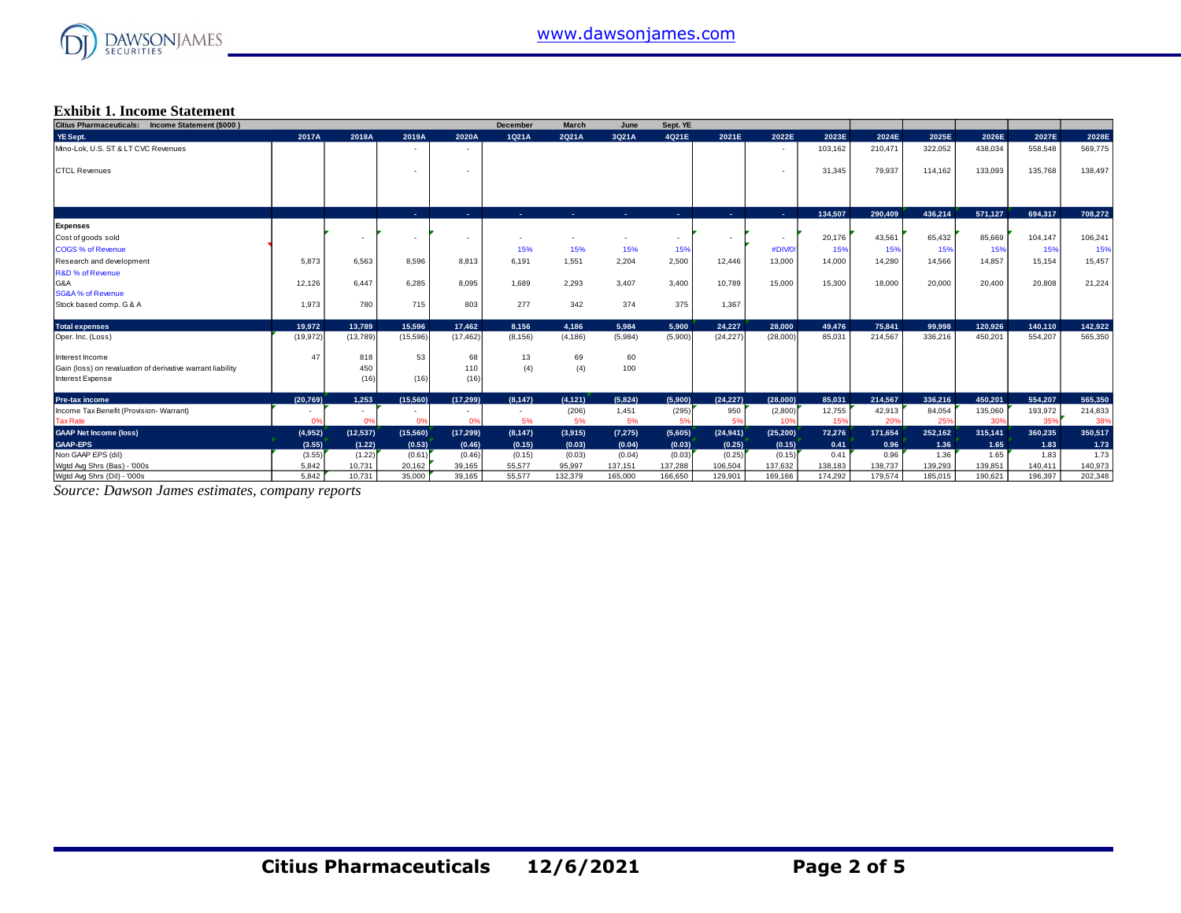**Exhibit 1. Income Statement**

| Citius Pharmaceuticals: Income Statement ($000) | | | | | December | March | June | Sept. YE | | | | | | | | | |
|---|---|---|---|---|---|---|---|---|---|---|---|---|---|---|---|---|---|
| YE Sept. | 2017A | 2018A | 2019A | 2020A | 1Q21A | 2Q21A | 3Q21A | 4Q21E | 2021E | 2022E | 2023E | 2024E | 2025E | 2026E | 2027E | 2028E |
| Mino-Lok, U.S. ST & LT CVC Revenues | | | - | - | | | | | | - | 103,162 | 210,471 | 322,052 | 438,034 | 558,548 | 569,775 |
| CTCL Revenues | | | - | - | | | | | | - | 31,345 | 79,937 | 114,162 | 133,093 | 135,768 | 138,497 |
| | | | - | - | - | - | - | - | - | - | 134,507 | 290,409 | 436,214 | 571,127 | 694,317 | 708,272 |
| **Expenses** | | | | | | | | | | | | | | | | |
| Cost of goods sold | | - | - | - | - | - | - | - | - | - | 20,176 | 43,561 | 65,432 | 85,669 | 104,147 | 106,241 |
| COGS % of Revenue | | | | | 15% | 15% | 15% | 15% | | #DIV/0! | 15% | 15% | 15% | 15% | 15% | 15% |
| Research and development | 5,873 | 6,563 | 8,596 | 8,813 | 6,191 | 1,551 | 2,204 | 2,500 | 12,446 | 13,000 | 14,000 | 14,280 | 14,566 | 14,857 | 15,154 | 15,457 |
| R&D % of Revenue | | | | | | | | | | | | | | | | |
| G&A | 12,126 | 6,447 | 6,285 | 8,095 | 1,689 | 2,293 | 3,407 | 3,400 | 10,789 | 15,000 | 15,300 | 18,000 | 20,000 | 20,400 | 20,808 | 21,224 |
| SG&A % of Revenue | | | | | | | | | | | | | | | | |
| Stock based comp. G & A | 1,973 | 780 | 715 | 803 | 277 | 342 | 374 | 375 | 1,367 | | | | | | | |
| **Total expenses** | 19,972 | 13,789 | 15,596 | 17,462 | 8,156 | 4,186 | 5,984 | 5,900 | 24,227 | 28,000 | 49,476 | 75,841 | 99,998 | 120,926 | 140,110 | 142,922 |
| Oper. Inc. (Loss) | (19,972) | (13,789) | (15,596) | (17,462) | (8,156) | (4,186) | (5,984) | (5,900) | (24,227) | (28,000) | 85,031 | 214,567 | 336,216 | 450,201 | 554,207 | 565,350 |
| Interest Income | 47 | 818 | 53 | 68 | 13 | 69 | 60 | | | | | | | | | |
| Gain (loss) on revaluation of derivative warrant liability | | 450 | | 110 | (4) | (4) | 100 | | | | | | | | | |
| Interest Expense | | (16) | (16) | (16) | | | | | | | | | | | | |
| **Pre-tax income** | (20,769) | 1,253 | (15,560) | (17,299) | (8,147) | (4,121) | (5,824) | (5,900) | (24,227) | (28,000) | 85,031 | 214,567 | 336,216 | 450,201 | 554,207 | 565,350 |
| Income Tax Benefit (Provision- Warrant) | - | - | - | - | - | (206) | 1,451 | (295) | 950 | (2,800) | 12,755 | 42,913 | 84,054 | 135,060 | 193,972 | 214,833 |
| Tax Rate | 0% | 0% | 0% | 0% | 5% | 5% | 5% | 5% | 5% | 10% | 15% | 20% | 25% | 30% | 35% | 38% |
| **GAAP Net Income (loss)** | (4,952) | (12,537) | (15,560) | (17,299) | (8,147) | (3,915) | (7,275) | (5,605) | (24,941) | (25,200) | 72,276 | 171,654 | 252,162 | 315,141 | 360,235 | 350,517 |
| **GAAP-EPS** | (3.55) | (1.22) | (0.53) | (0.46) | (0.15) | (0.03) | (0.04) | (0.03) | (0.25) | (0.15) | 0.41 | 0.96 | 1.36 | 1.65 | 1.83 | 1.73 |
| Non GAAP EPS (dil) | (3.55) | (1.22) | (0.61) | (0.46) | (0.15) | (0.03) | (0.04) | (0.03) | (0.25) | (0.15) | 0.41 | 0.96 | 1.36 | 1.65 | 1.83 | 1.73 |
| Wgtd Avg Shrs (Bas) - '000s | 5,842 | 10,731 | 20,162 | 39,165 | 55,577 | 95,997 | 137,151 | 137,288 | 106,504 | 137,632 | 138,183 | 138,737 | 139,293 | 139,851 | 140,411 | 140,973 |
| Wgtd Avg Shrs (Dil) - '000s | 5,842 | 10,731 | 35,000 | 39,165 | 55,577 | 132,379 | 165,000 | 166,650 | 129,901 | 169,166 | 174,292 | 179,574 | 185,015 | 190,621 | 196,397 | 202,348 |

*Source: Dawson James estimates, company reports*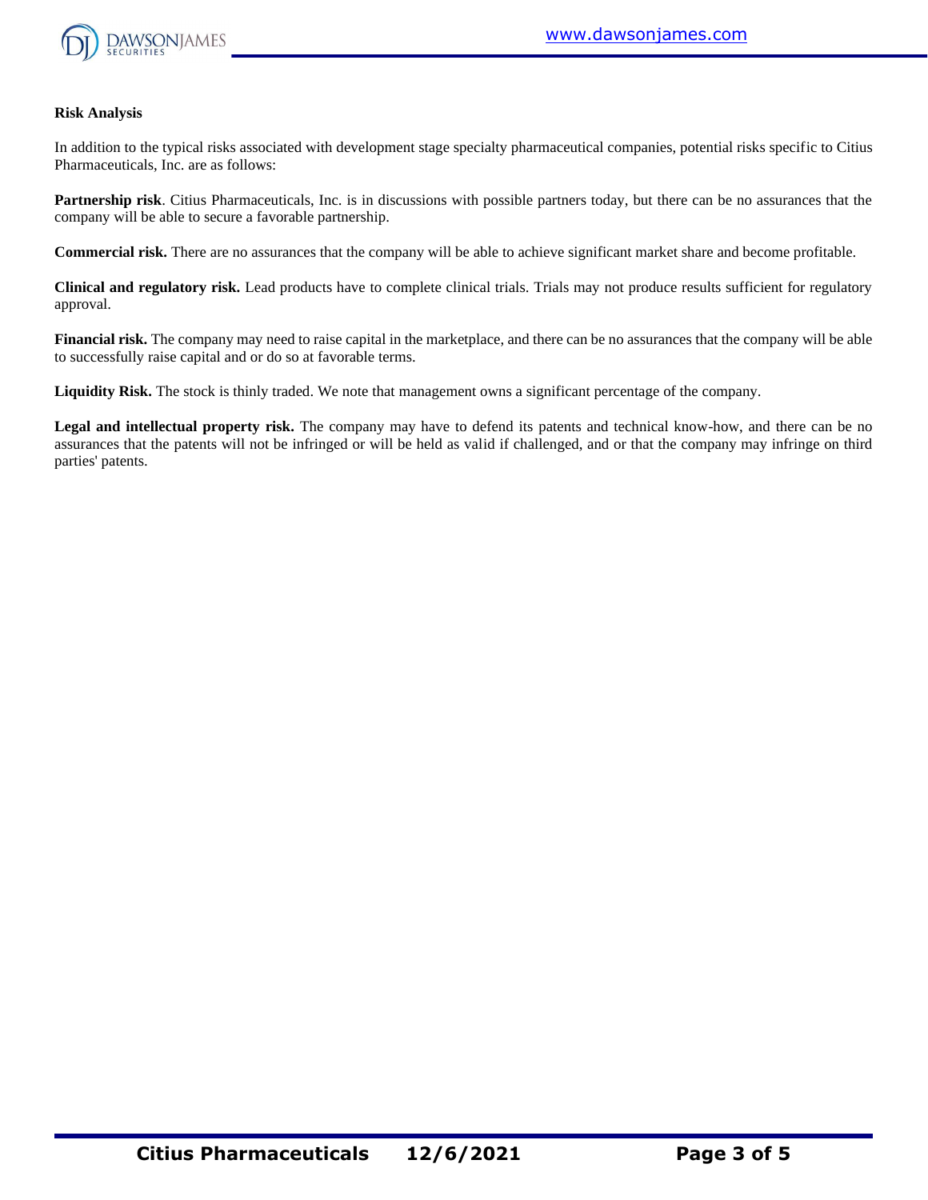**Risk Analysis**

In addition to the typical risks associated with development stage specialty pharmaceutical companies, potential risks specific to Citius Pharmaceuticals, Inc. are as follows:

**Partnership risk**. Citius Pharmaceuticals, Inc. is in discussions with possible partners today, but there can be no assurances that the company will be able to secure a favorable partnership.

**Commercial risk.** There are no assurances that the company will be able to achieve significant market share and become profitable.

**Clinical and regulatory risk.** Lead products have to complete clinical trials. Trials may not produce results sufficient for regulatory approval.

**Financial risk.** The company may need to raise capital in the marketplace, and there can be no assurances that the company will be able to successfully raise capital and or do so at favorable terms.

**Liquidity Risk.** The stock is thinly traded. We note that management owns a significant percentage of the company.

**Legal and intellectual property risk.** The company may have to defend its patents and technical know-how, and there can be no assurances that the patents will not be infringed or will be held as valid if challenged, and or that the company may infringe on third parties' patents.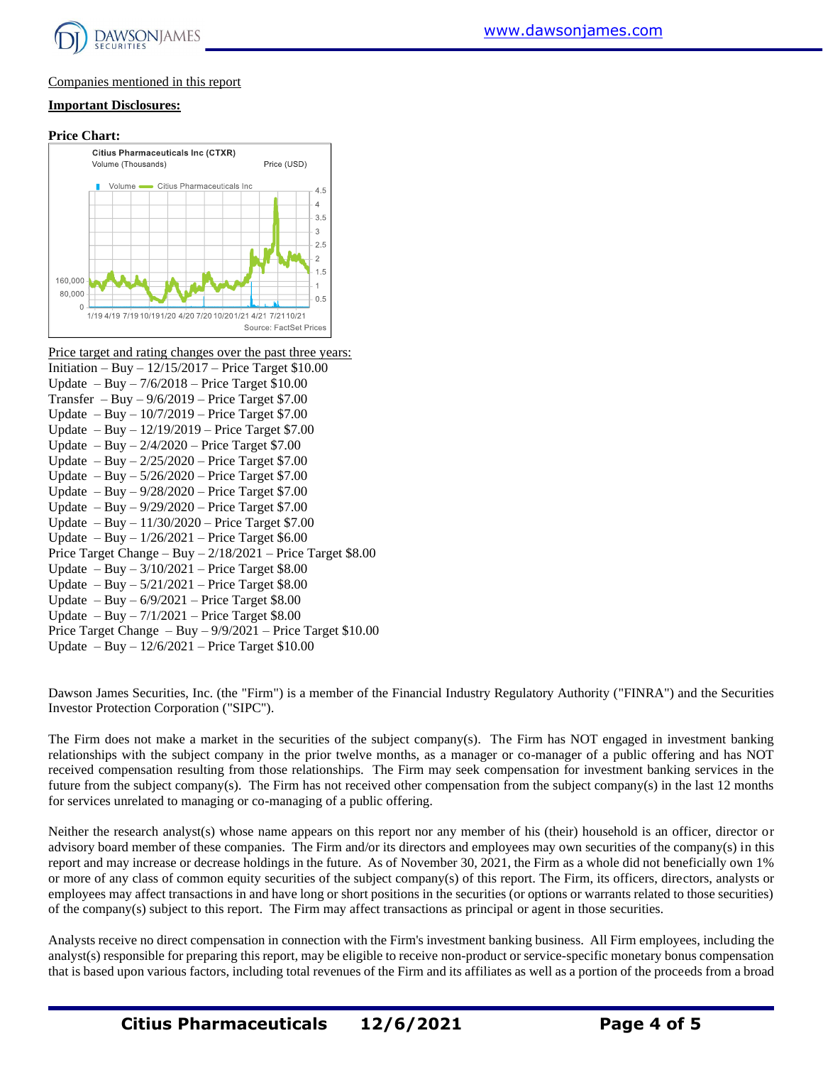Companies mentioned in this report

**Important Disclosures:**

**Price Chart:**

Price target and rating changes over the past three years:

Initiation – Buy – 12/15/2017 – Price Target $10.00
Update – Buy – 7/6/2018 – Price Target $10.00
Transfer – Buy – 9/6/2019 – Price Target $7.00
Update – Buy – 10/7/2019 – Price Target $7.00
Update – Buy – 12/19/2019 – Price Target $7.00
Update – Buy – 2/4/2020 – Price Target $7.00
Update – Buy – 2/25/2020 – Price Target $7.00
Update – Buy – 5/26/2020 – Price Target $7.00
Update – Buy – 9/28/2020 – Price Target $7.00
Update – Buy – 9/29/2020 – Price Target $7.00
Update – Buy – 11/30/2020 – Price Target $7.00
Update – Buy – 1/26/2021 – Price Target $6.00
Price Target Change – Buy – 2/18/2021 – Price Target $8.00
Update – Buy – 3/10/2021 – Price Target $8.00
Update – Buy – 5/21/2021 – Price Target $8.00
Update – Buy – 6/9/2021 – Price Target $8.00
Update – Buy – 7/1/2021 – Price Target $8.00
Price Target Change – Buy – 9/9/2021 – Price Target $10.00
Update – Buy – 12/6/2021 – Price Target $10.00

Dawson James Securities, Inc. (the "Firm") is a member of the Financial Industry Regulatory Authority ("FINRA") and the Securities Investor Protection Corporation ("SIPC").

The Firm does not make a market in the securities of the subject company(s). The Firm has NOT engaged in investment banking relationships with the subject company in the prior twelve months, as a manager or co-manager of a public offering and has NOT received compensation resulting from those relationships. The Firm may seek compensation for investment banking services in the future from the subject company(s). The Firm has not received other compensation from the subject company(s) in the last 12 months for services unrelated to managing or co-managing of a public offering.

Neither the research analyst(s) whose name appears on this report nor any member of his (their) household is an officer, director or advisory board member of these companies. The Firm and/or its directors and employees may own securities of the company(s) in this report and may increase or decrease holdings in the future. As of November 30, 2021, the Firm as a whole did not beneficially own 1% or more of any class of common equity securities of the subject company(s) of this report. The Firm, its officers, directors, analysts or employees may affect transactions in and have long or short positions in the securities (or options or warrants related to those securities) of the company(s) subject to this report. The Firm may affect transactions as principal or agent in those securities.

Analysts receive no direct compensation in connection with the Firm's investment banking business. All Firm employees, including the analyst(s) responsible for preparing this report, may be eligible to receive non-product or service-specific monetary bonus compensation that is based upon various factors, including total revenues of the Firm and its affiliates as well as a portion of the proceeds from a broad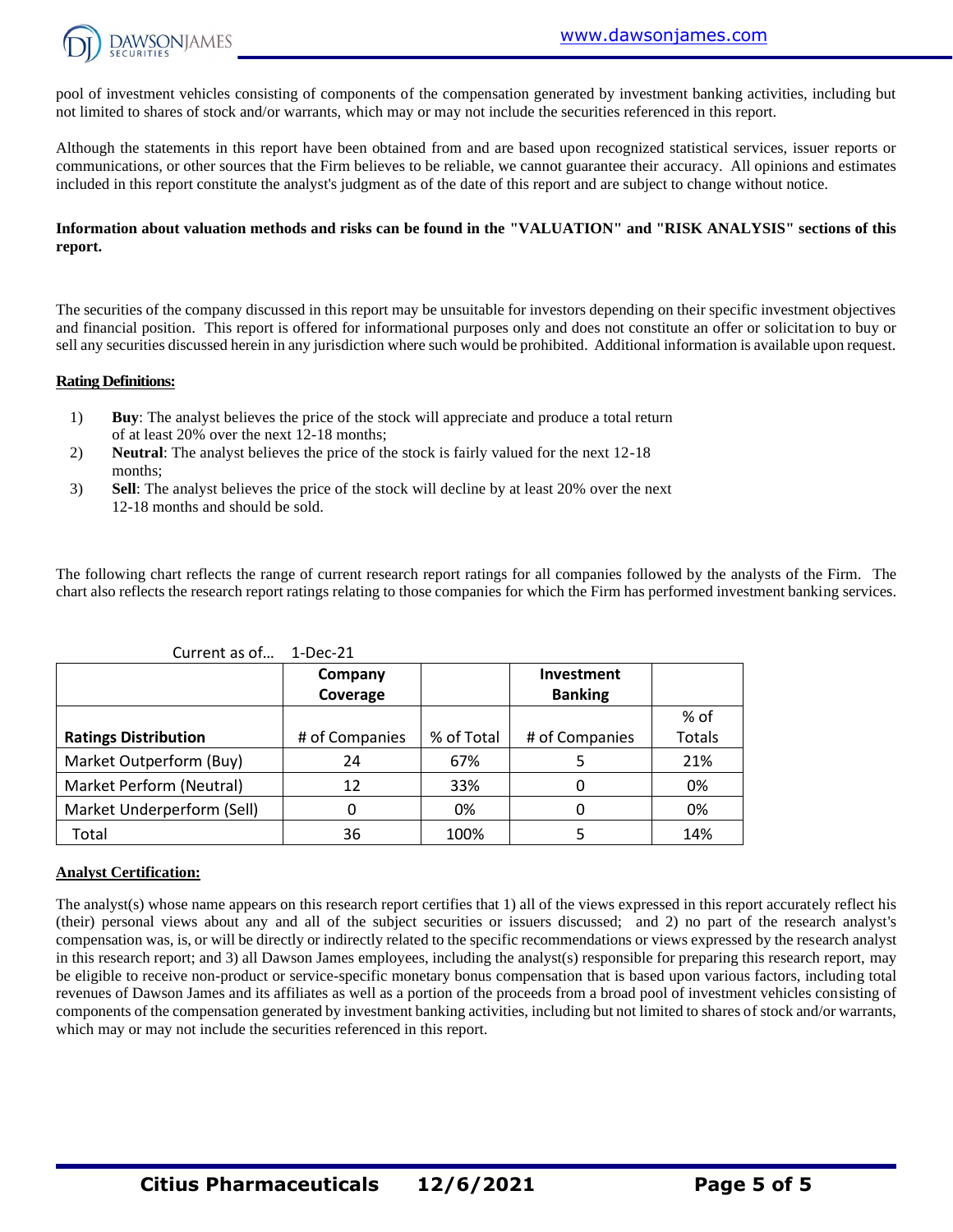pool of investment vehicles consisting of components of the compensation generated by investment banking activities, including but not limited to shares of stock and/or warrants, which may or may not include the securities referenced in this report.

Although the statements in this report have been obtained from and are based upon recognized statistical services, issuer reports or communications, or other sources that the Firm believes to be reliable, we cannot guarantee their accuracy. All opinions and estimates included in this report constitute the analyst's judgment as of the date of this report and are subject to change without notice.

**Information about valuation methods and risks can be found in the "VALUATION" and "RISK ANALYSIS" sections of this report.**

The securities of the company discussed in this report may be unsuitable for investors depending on their specific investment objectives and financial position. This report is offered for informational purposes only and does not constitute an offer or solicitation to buy or sell any securities discussed herein in any jurisdiction where such would be prohibited. Additional information is available upon request.

**Rating Definitions:**

1) **Buy**: The analyst believes the price of the stock will appreciate and produce a total return of at least 20% over the next 12-18 months;
2) **Neutral**: The analyst believes the price of the stock is fairly valued for the next 12-18 months;
3) **Sell**: The analyst believes the price of the stock will decline by at least 20% over the next 12-18 months and should be sold.

The following chart reflects the range of current research report ratings for all companies followed by the analysts of the Firm. The chart also reflects the research report ratings relating to those companies for which the Firm has performed investment banking services.

Current as of... 1-Dec-21

| | Company Coverage | | Investment Banking | |
|---|---|---|---|---|
| **Ratings Distribution** | # of Companies | % of Total | # of Companies | % of Totals |
| Market Outperform (Buy) | 24 | 67% | 5 | 21% |
| Market Perform (Neutral) | 12 | 33% | 0 | 0% |
| Market Underperform (Sell) | 0 | 0% | 0 | 0% |
| Total | 36 | 100% | 5 | 14% |

**Analyst Certification:**

The analyst(s) whose name appears on this research report certifies that 1) all of the views expressed in this report accurately reflect his (their) personal views about any and all of the subject securities or issuers discussed; and 2) no part of the research analyst's compensation was, is, or will be directly or indirectly related to the specific recommendations or views expressed by the research analyst in this research report; and 3) all Dawson James employees, including the analyst(s) responsible for preparing this research report, may be eligible to receive non-product or service-specific monetary bonus compensation that is based upon various factors, including total revenues of Dawson James and its affiliates as well as a portion of the proceeds from a broad pool of investment vehicles consisting of components of the compensation generated by investment banking activities, including but not limited to shares of stock and/or warrants, which may or may not include the securities referenced in this report.